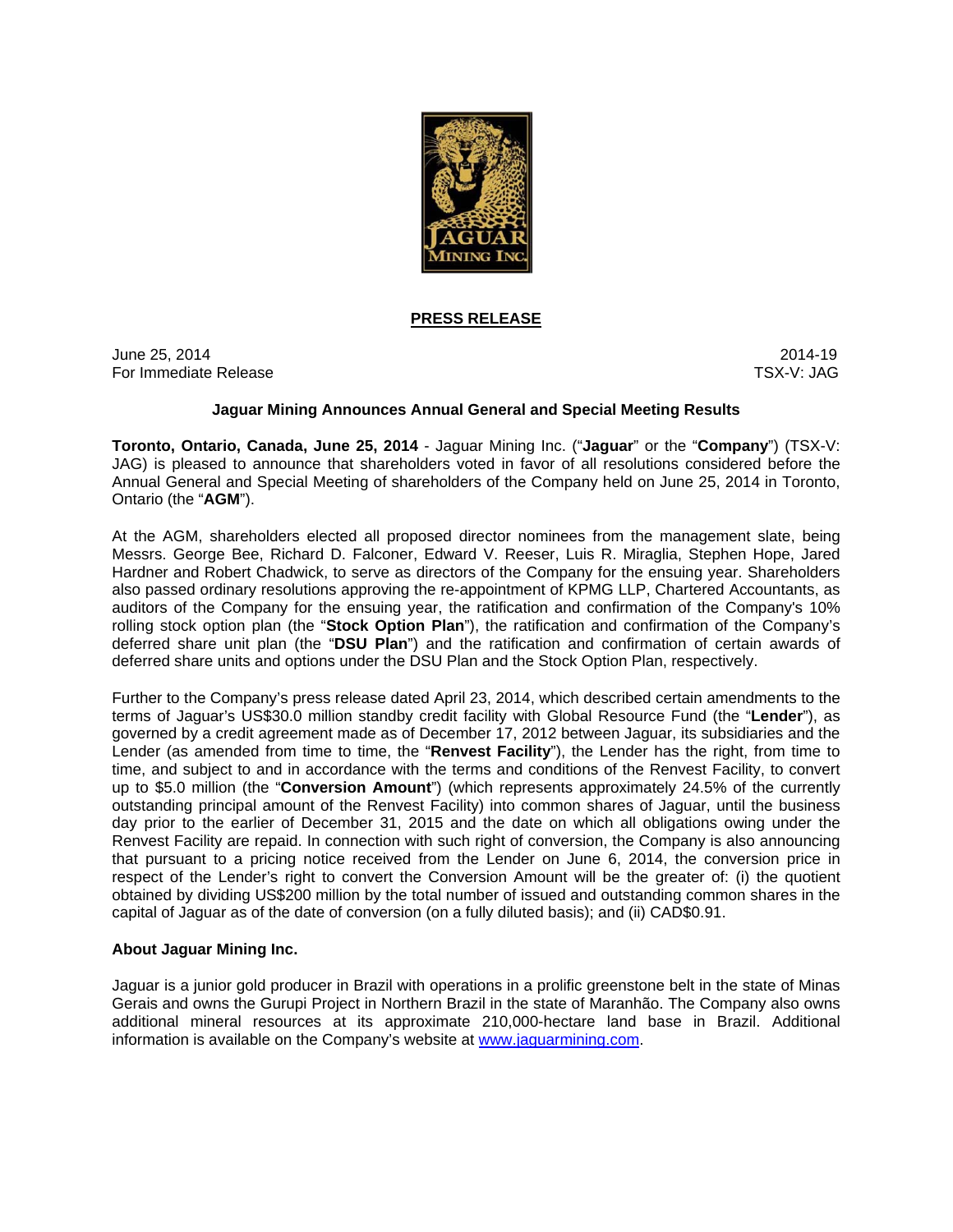**PRESS RELEASE**

June 25, 2014 2014-19
For Immediate Release TSX-V: JAG

## Jaguar Mining Announces Annual General and Special Meeting Results

**Toronto, Ontario, Canada, June 25, 2014** - Jaguar Mining Inc. ("**Jaguar**" or the "**Company**") (TSX-V: JAG) is pleased to announce that shareholders voted in favor of all resolutions considered before the Annual General and Special Meeting of shareholders of the Company held on June 25, 2014 in Toronto, Ontario (the "**AGM**").

At the AGM, shareholders elected all proposed director nominees from the management slate, being Messrs. George Bee, Richard D. Falconer, Edward V. Reeser, Luis R. Miraglia, Stephen Hope, Jared Hardner and Robert Chadwick, to serve as directors of the Company for the ensuing year. Shareholders also passed ordinary resolutions approving the re-appointment of KPMG LLP, Chartered Accountants, as auditors of the Company for the ensuing year, the ratification and confirmation of the Company's 10% rolling stock option plan (the "**Stock Option Plan**"), the ratification and confirmation of the Company's deferred share unit plan (the "**DSU Plan**") and the ratification and confirmation of certain awards of deferred share units and options under the DSU Plan and the Stock Option Plan, respectively.

Further to the Company's press release dated April 23, 2014, which described certain amendments to the terms of Jaguar's US$30.0 million standby credit facility with Global Resource Fund (the "**Lender**"), as governed by a credit agreement made as of December 17, 2012 between Jaguar, its subsidiaries and the Lender (as amended from time to time, the "**Renvest Facility**"), the Lender has the right, from time to time, and subject to and in accordance with the terms and conditions of the Renvest Facility, to convert up to $5.0 million (the "**Conversion Amount**") (which represents approximately 24.5% of the currently outstanding principal amount of the Renvest Facility) into common shares of Jaguar, until the business day prior to the earlier of December 31, 2015 and the date on which all obligations owing under the Renvest Facility are repaid. In connection with such right of conversion, the Company is also announcing that pursuant to a pricing notice received from the Lender on June 6, 2014, the conversion price in respect of the Lender's right to convert the Conversion Amount will be the greater of: (i) the quotient obtained by dividing US$200 million by the total number of issued and outstanding common shares in the capital of Jaguar as of the date of conversion (on a fully diluted basis); and (ii) CAD$0.91.

### About Jaguar Mining Inc.

Jaguar is a junior gold producer in Brazil with operations in a prolific greenstone belt in the state of Minas Gerais and owns the Gurupi Project in Northern Brazil in the state of Maranhão. The Company also owns additional mineral resources at its approximate 210,000-hectare land base in Brazil. Additional information is available on the Company's website at [www.jaguarmining.com](http://www.jaguarmining.com).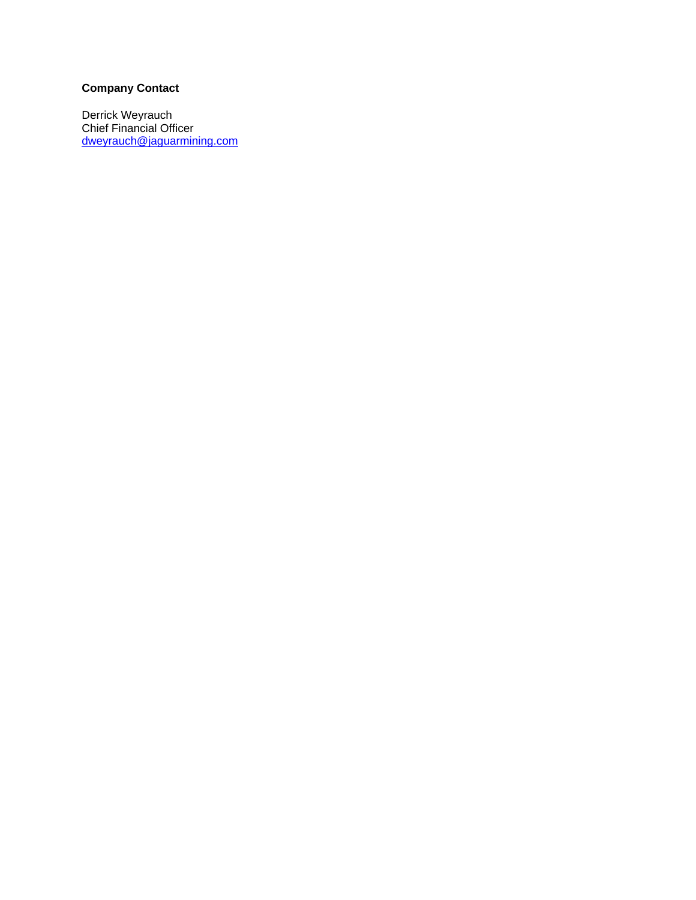**Company Contact**

Derrick Weyrauch
Chief Financial Officer
dweyrauch@jaguarmining.com